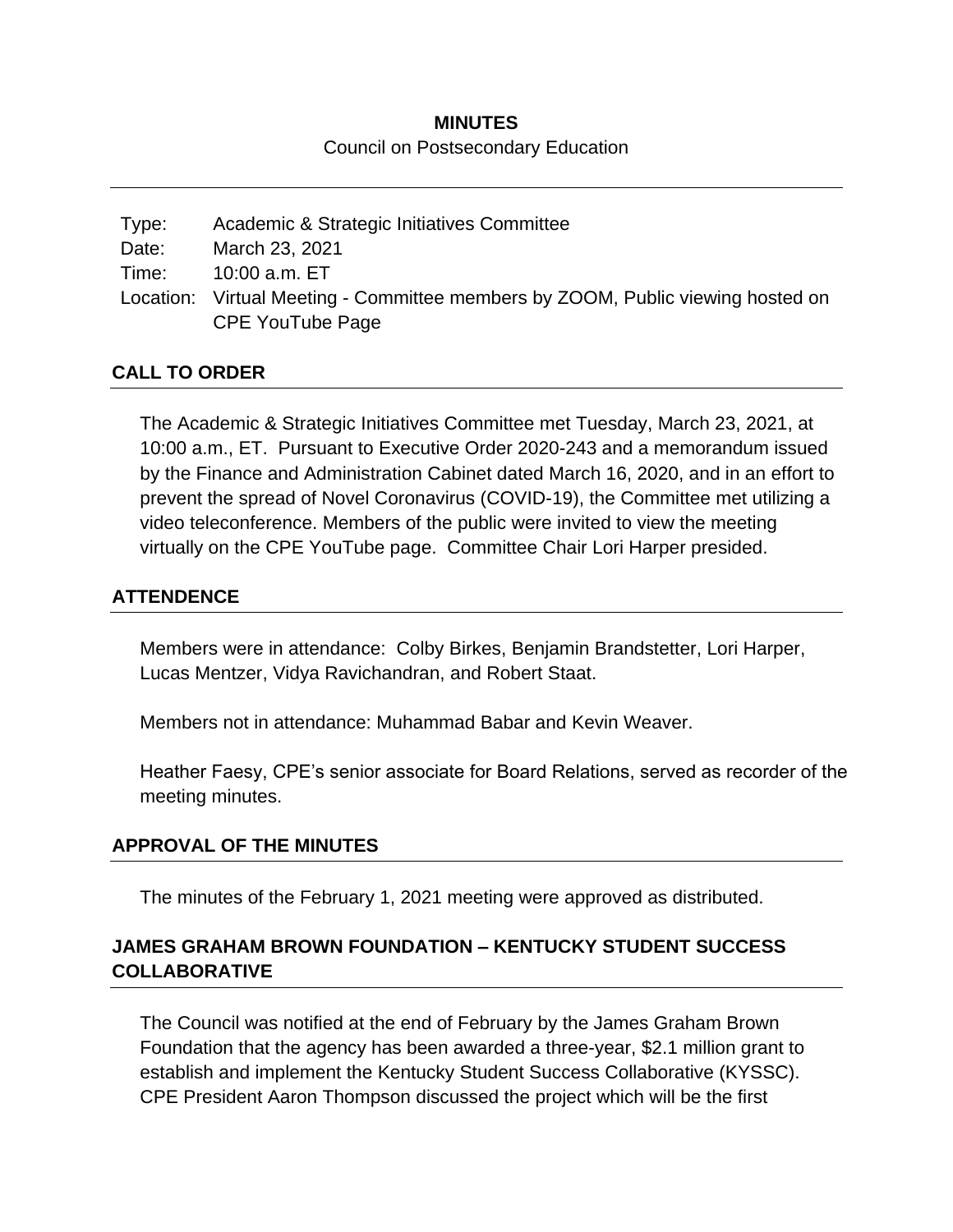# MINUTES

Council on Postsecondary Education

---

| | |
|---|---|
| Type: | Academic & Strategic Initiatives Committee |
| Date: | March 23, 2021 |
| Time: | 10:00 a.m. ET |
| Location: | Virtual Meeting - Committee members by ZOOM, Public viewing hosted on CPE YouTube Page |

## CALL TO ORDER

The Academic & Strategic Initiatives Committee met Tuesday, March 23, 2021, at 10:00 a.m., ET. Pursuant to Executive Order 2020-243 and a memorandum issued by the Finance and Administration Cabinet dated March 16, 2020, and in an effort to prevent the spread of Novel Coronavirus (COVID-19), the Committee met utilizing a video teleconference. Members of the public were invited to view the meeting virtually on the CPE YouTube page. Committee Chair Lori Harper presided.

## ATTENDENCE

Members were in attendance: Colby Birkes, Benjamin Brandstetter, Lori Harper, Lucas Mentzer, Vidya Ravichandran, and Robert Staat.

Members not in attendance: Muhammad Babar and Kevin Weaver.

Heather Faesy, CPE's senior associate for Board Relations, served as recorder of the meeting minutes.

## APPROVAL OF THE MINUTES

The minutes of the February 1, 2021 meeting were approved as distributed.

## JAMES GRAHAM BROWN FOUNDATION – KENTUCKY STUDENT SUCCESS COLLABORATIVE

The Council was notified at the end of February by the James Graham Brown Foundation that the agency has been awarded a three-year, $2.1 million grant to establish and implement the Kentucky Student Success Collaborative (KYSSC). CPE President Aaron Thompson discussed the project which will be the first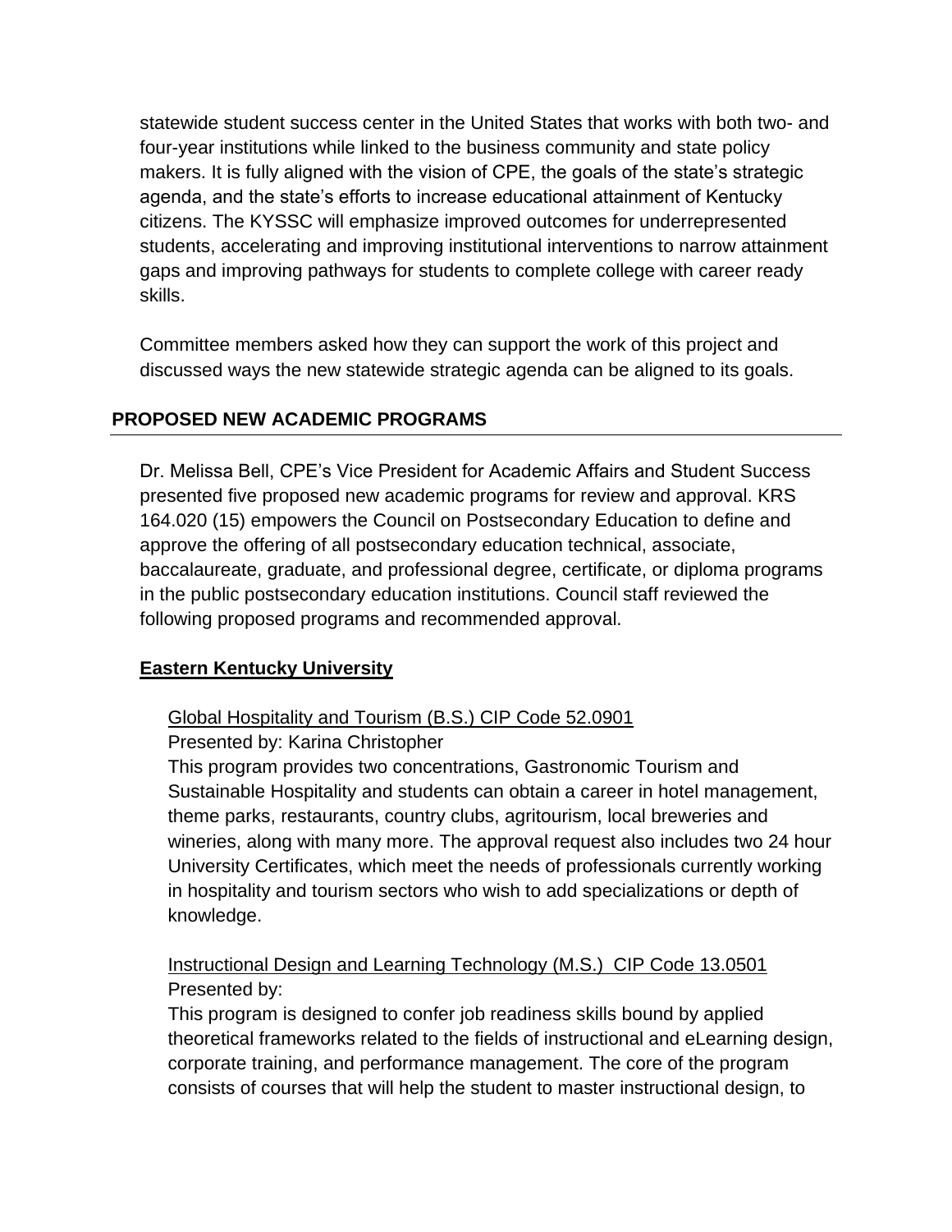statewide student success center in the United States that works with both two- and four-year institutions while linked to the business community and state policy makers. It is fully aligned with the vision of CPE, the goals of the state's strategic agenda, and the state's efforts to increase educational attainment of Kentucky citizens. The KYSSC will emphasize improved outcomes for underrepresented students, accelerating and improving institutional interventions to narrow attainment gaps and improving pathways for students to complete college with career ready skills.

Committee members asked how they can support the work of this project and discussed ways the new statewide strategic agenda can be aligned to its goals.

## PROPOSED NEW ACADEMIC PROGRAMS

Dr. Melissa Bell, CPE's Vice President for Academic Affairs and Student Success presented five proposed new academic programs for review and approval. KRS 164.020 (15) empowers the Council on Postsecondary Education to define and approve the offering of all postsecondary education technical, associate, baccalaureate, graduate, and professional degree, certificate, or diploma programs in the public postsecondary education institutions. Council staff reviewed the following proposed programs and recommended approval.

### Eastern Kentucky University

Global Hospitality and Tourism (B.S.) CIP Code 52.0901

Presented by: Karina Christopher

This program provides two concentrations, Gastronomic Tourism and Sustainable Hospitality and students can obtain a career in hotel management, theme parks, restaurants, country clubs, agritourism, local breweries and wineries, along with many more. The approval request also includes two 24 hour University Certificates, which meet the needs of professionals currently working in hospitality and tourism sectors who wish to add specializations or depth of knowledge.

Instructional Design and Learning Technology (M.S.) CIP Code 13.0501

Presented by:

This program is designed to confer job readiness skills bound by applied theoretical frameworks related to the fields of instructional and eLearning design, corporate training, and performance management. The core of the program consists of courses that will help the student to master instructional design, to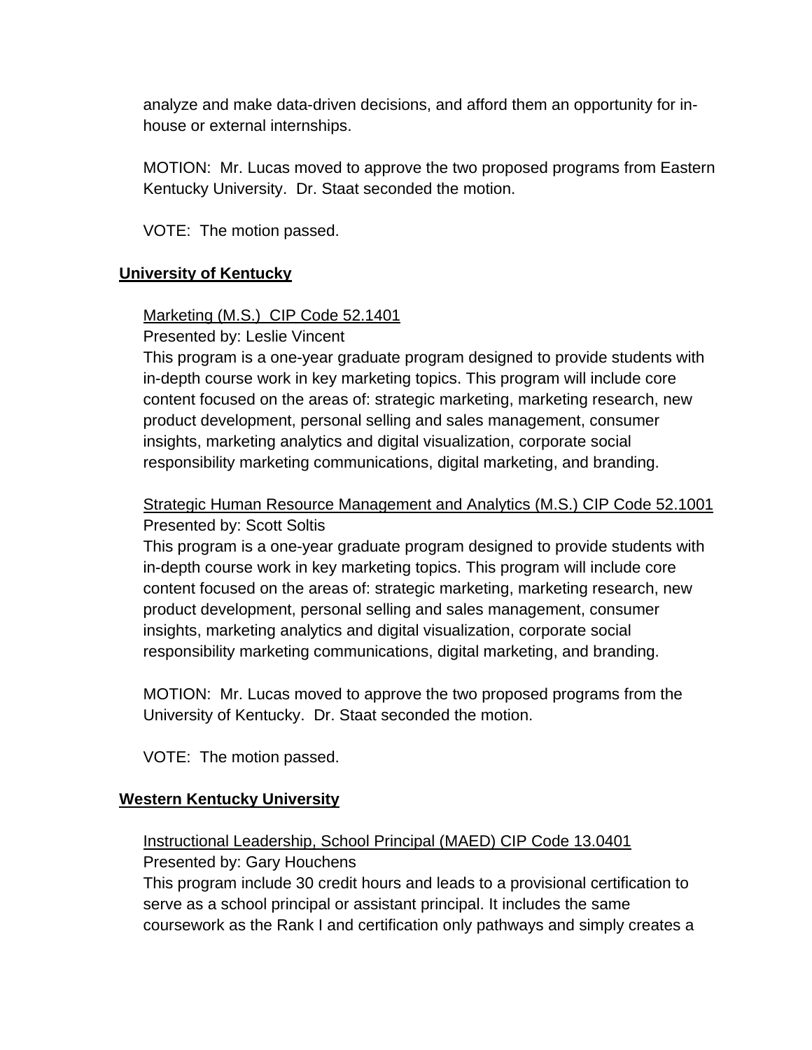analyze and make data-driven decisions, and afford them an opportunity for in-house or external internships.

MOTION: Mr. Lucas moved to approve the two proposed programs from Eastern Kentucky University. Dr. Staat seconded the motion.

VOTE: The motion passed.

## University of Kentucky

Marketing (M.S.) CIP Code 52.1401
Presented by: Leslie Vincent
This program is a one-year graduate program designed to provide students with in-depth course work in key marketing topics. This program will include core content focused on the areas of: strategic marketing, marketing research, new product development, personal selling and sales management, consumer insights, marketing analytics and digital visualization, corporate social responsibility marketing communications, digital marketing, and branding.

Strategic Human Resource Management and Analytics (M.S.) CIP Code 52.1001
Presented by: Scott Soltis
This program is a one-year graduate program designed to provide students with in-depth course work in key marketing topics. This program will include core content focused on the areas of: strategic marketing, marketing research, new product development, personal selling and sales management, consumer insights, marketing analytics and digital visualization, corporate social responsibility marketing communications, digital marketing, and branding.

MOTION: Mr. Lucas moved to approve the two proposed programs from the University of Kentucky. Dr. Staat seconded the motion.

VOTE: The motion passed.

## Western Kentucky University

Instructional Leadership, School Principal (MAED) CIP Code 13.0401
Presented by: Gary Houchens
This program include 30 credit hours and leads to a provisional certification to serve as a school principal or assistant principal. It includes the same coursework as the Rank I and certification only pathways and simply creates a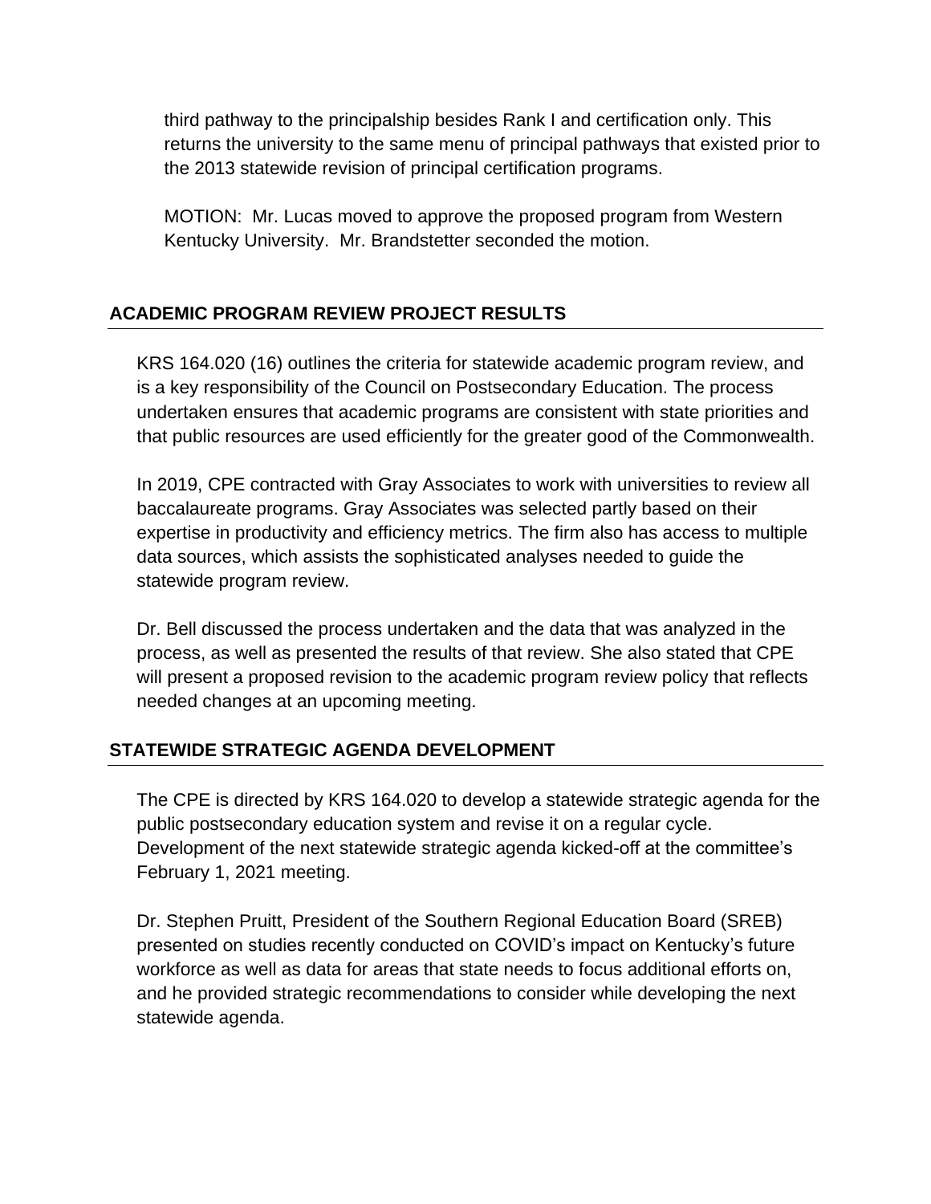third pathway to the principalship besides Rank I and certification only. This returns the university to the same menu of principal pathways that existed prior to the 2013 statewide revision of principal certification programs.

MOTION: Mr. Lucas moved to approve the proposed program from Western Kentucky University. Mr. Brandstetter seconded the motion.

## ACADEMIC PROGRAM REVIEW PROJECT RESULTS

KRS 164.020 (16) outlines the criteria for statewide academic program review, and is a key responsibility of the Council on Postsecondary Education. The process undertaken ensures that academic programs are consistent with state priorities and that public resources are used efficiently for the greater good of the Commonwealth.

In 2019, CPE contracted with Gray Associates to work with universities to review all baccalaureate programs. Gray Associates was selected partly based on their expertise in productivity and efficiency metrics. The firm also has access to multiple data sources, which assists the sophisticated analyses needed to guide the statewide program review.

Dr. Bell discussed the process undertaken and the data that was analyzed in the process, as well as presented the results of that review. She also stated that CPE will present a proposed revision to the academic program review policy that reflects needed changes at an upcoming meeting.

## STATEWIDE STRATEGIC AGENDA DEVELOPMENT

The CPE is directed by KRS 164.020 to develop a statewide strategic agenda for the public postsecondary education system and revise it on a regular cycle. Development of the next statewide strategic agenda kicked-off at the committee's February 1, 2021 meeting.

Dr. Stephen Pruitt, President of the Southern Regional Education Board (SREB) presented on studies recently conducted on COVID's impact on Kentucky's future workforce as well as data for areas that state needs to focus additional efforts on, and he provided strategic recommendations to consider while developing the next statewide agenda.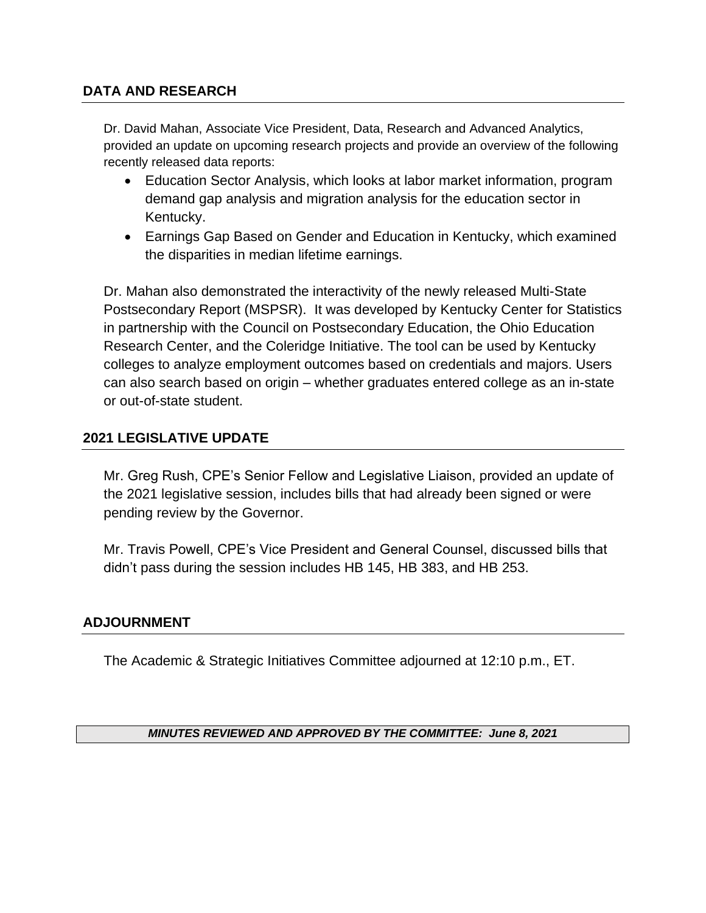## DATA AND RESEARCH

Dr. David Mahan, Associate Vice President, Data, Research and Advanced Analytics, provided an update on upcoming research projects and provide an overview of the following recently released data reports:

- Education Sector Analysis, which looks at labor market information, program demand gap analysis and migration analysis for the education sector in Kentucky.
- Earnings Gap Based on Gender and Education in Kentucky, which examined the disparities in median lifetime earnings.

Dr. Mahan also demonstrated the interactivity of the newly released Multi-State Postsecondary Report (MSPSR). It was developed by Kentucky Center for Statistics in partnership with the Council on Postsecondary Education, the Ohio Education Research Center, and the Coleridge Initiative. The tool can be used by Kentucky colleges to analyze employment outcomes based on credentials and majors. Users can also search based on origin – whether graduates entered college as an in-state or out-of-state student.

## 2021 LEGISLATIVE UPDATE

Mr. Greg Rush, CPE's Senior Fellow and Legislative Liaison, provided an update of the 2021 legislative session, includes bills that had already been signed or were pending review by the Governor.

Mr. Travis Powell, CPE's Vice President and General Counsel, discussed bills that didn't pass during the session includes HB 145, HB 383, and HB 253.

## ADJOURNMENT

The Academic & Strategic Initiatives Committee adjourned at 12:10 p.m., ET.

***MINUTES REVIEWED AND APPROVED BY THE COMMITTEE: June 8, 2021***